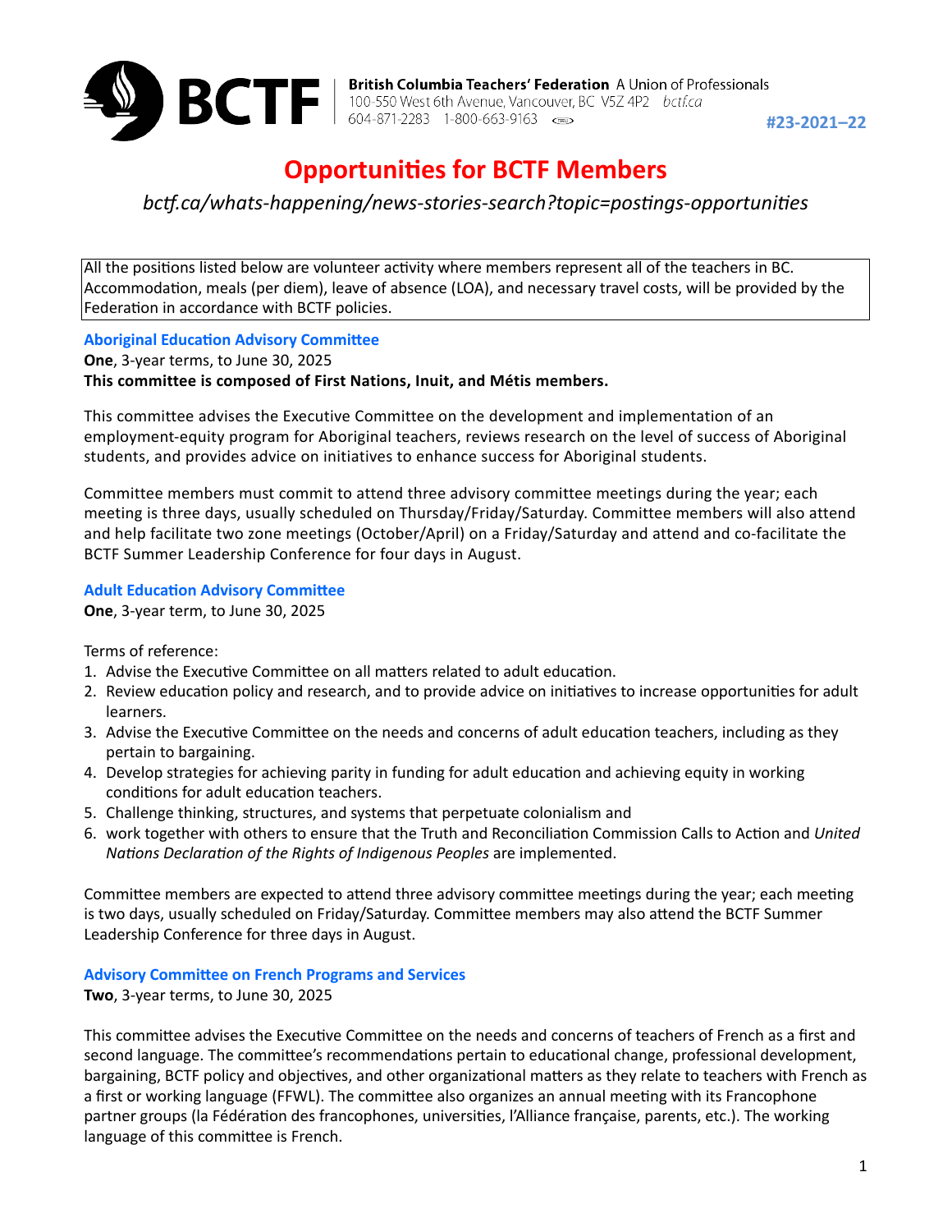**British Columbia Teachers' Federation** A Union of Professionals
100-550 West 6th Avenue, Vancouver, BC V5Z 4P2 bctf.ca
604-871-2283 1-800-663-9163

**#23-2021–22**

# Opportunities for BCTF Members

*bctf.ca/whats-happening/news-stories-search?topic=postings-opportunities*

All the positions listed below are volunteer activity where members represent all of the teachers in BC. Accommodation, meals (per diem), leave of absence (LOA), and necessary travel costs, will be provided by the Federation in accordance with BCTF policies.

### Aboriginal Education Advisory Committee

**One**, 3-year terms, to June 30, 2025
**This committee is composed of First Nations, Inuit, and Métis members.**

This committee advises the Executive Committee on the development and implementation of an employment-equity program for Aboriginal teachers, reviews research on the level of success of Aboriginal students, and provides advice on initiatives to enhance success for Aboriginal students.

Committee members must commit to attend three advisory committee meetings during the year; each meeting is three days, usually scheduled on Thursday/Friday/Saturday. Committee members will also attend and help facilitate two zone meetings (October/April) on a Friday/Saturday and attend and co-facilitate the BCTF Summer Leadership Conference for four days in August.

### Adult Education Advisory Committee

**One**, 3-year term, to June 30, 2025

Terms of reference:

1. Advise the Executive Committee on all matters related to adult education.
2. Review education policy and research, and to provide advice on initiatives to increase opportunities for adult learners.
3. Advise the Executive Committee on the needs and concerns of adult education teachers, including as they pertain to bargaining.
4. Develop strategies for achieving parity in funding for adult education and achieving equity in working conditions for adult education teachers.
5. Challenge thinking, structures, and systems that perpetuate colonialism and
6. work together with others to ensure that the Truth and Reconciliation Commission Calls to Action and *United Nations Declaration of the Rights of Indigenous Peoples* are implemented.

Committee members are expected to attend three advisory committee meetings during the year; each meeting is two days, usually scheduled on Friday/Saturday. Committee members may also attend the BCTF Summer Leadership Conference for three days in August.

### Advisory Committee on French Programs and Services

**Two**, 3-year terms, to June 30, 2025

This committee advises the Executive Committee on the needs and concerns of teachers of French as a first and second language. The committee's recommendations pertain to educational change, professional development, bargaining, BCTF policy and objectives, and other organizational matters as they relate to teachers with French as a first or working language (FFWL). The committee also organizes an annual meeting with its Francophone partner groups (la Fédération des francophones, universities, l'Alliance française, parents, etc.). The working language of this committee is French.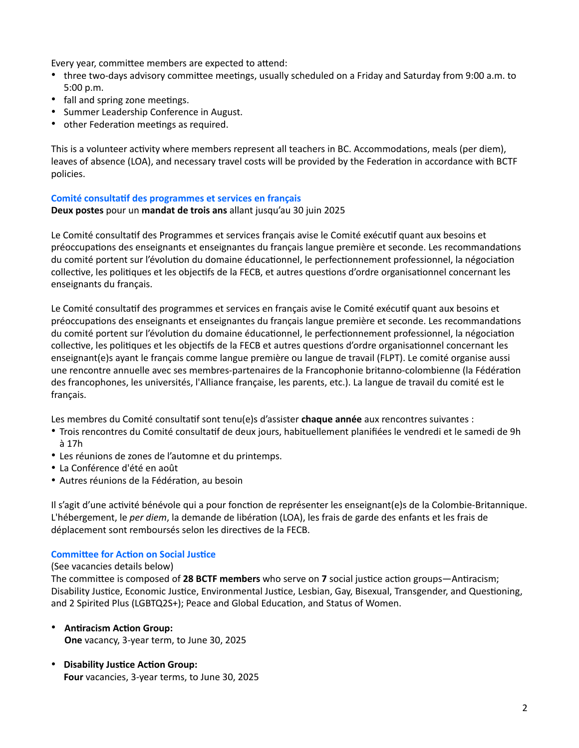Every year, committee members are expected to attend:

- three two-days advisory committee meetings, usually scheduled on a Friday and Saturday from 9:00 a.m. to 5:00 p.m.
- fall and spring zone meetings.
- Summer Leadership Conference in August.
- other Federation meetings as required.

This is a volunteer activity where members represent all teachers in BC. Accommodations, meals (per diem), leaves of absence (LOA), and necessary travel costs will be provided by the Federation in accordance with BCTF policies.

### Comité consultatif des programmes et services en français

**Deux postes** pour un **mandat de trois ans** allant jusqu'au 30 juin 2025

Le Comité consultatif des Programmes et services français avise le Comité exécutif quant aux besoins et préoccupations des enseignants et enseignantes du français langue première et seconde. Les recommandations du comité portent sur l'évolution du domaine éducationnel, le perfectionnement professionnel, la négociation collective, les politiques et les objectifs de la FECB, et autres questions d'ordre organisationnel concernant les enseignants du français.

Le Comité consultatif des programmes et services en français avise le Comité exécutif quant aux besoins et préoccupations des enseignants et enseignantes du français langue première et seconde. Les recommandations du comité portent sur l'évolution du domaine éducationnel, le perfectionnement professionnel, la négociation collective, les politiques et les objectifs de la FECB et autres questions d'ordre organisationnel concernant les enseignant(e)s ayant le français comme langue première ou langue de travail (FLPT). Le comité organise aussi une rencontre annuelle avec ses membres-partenaires de la Francophonie britanno-colombienne (la Fédération des francophones, les universités, l'Alliance française, les parents, etc.). La langue de travail du comité est le français.

Les membres du Comité consultatif sont tenu(e)s d'assister **chaque année** aux rencontres suivantes :

- Trois rencontres du Comité consultatif de deux jours, habituellement planifiées le vendredi et le samedi de 9h à 17h
- Les réunions de zones de l'automne et du printemps.
- La Conférence d'été en août
- Autres réunions de la Fédération, au besoin

Il s'agit d'une activité bénévole qui a pour fonction de représenter les enseignant(e)s de la Colombie-Britannique. L'hébergement, le *per diem*, la demande de libération (LOA), les frais de garde des enfants et les frais de déplacement sont remboursés selon les directives de la FECB.

### Committee for Action on Social Justice

(See vacancies details below)

The committee is composed of **28 BCTF members** who serve on **7** social justice action groups—Antiracism; Disability Justice, Economic Justice, Environmental Justice, Lesbian, Gay, Bisexual, Transgender, and Questioning, and 2 Spirited Plus (LGBTQ2S+); Peace and Global Education, and Status of Women.

- **Antiracism Action Group:**
  **One** vacancy, 3-year term, to June 30, 2025
- **Disability Justice Action Group:**
  **Four** vacancies, 3-year terms, to June 30, 2025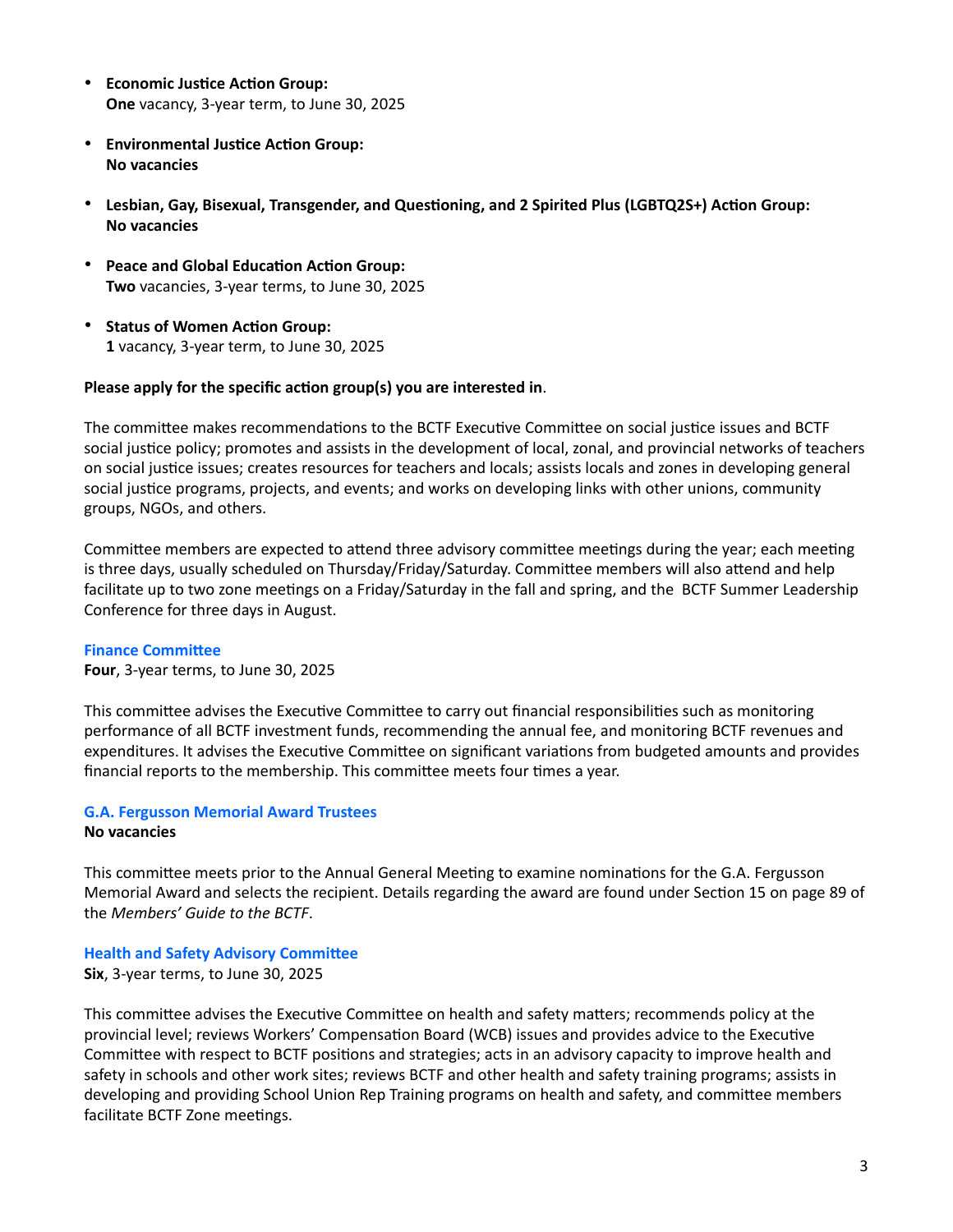- **Economic Justice Action Group:**
  **One** vacancy, 3-year term, to June 30, 2025

- **Environmental Justice Action Group:**
  **No vacancies**

- **Lesbian, Gay, Bisexual, Transgender, and Questioning, and 2 Spirited Plus (LGBTQ2S+) Action Group:**
  **No vacancies**

- **Peace and Global Education Action Group:**
  **Two** vacancies, 3-year terms, to June 30, 2025

- **Status of Women Action Group:**
  **1** vacancy, 3-year term, to June 30, 2025

**Please apply for the specific action group(s) you are interested in**.

The committee makes recommendations to the BCTF Executive Committee on social justice issues and BCTF social justice policy; promotes and assists in the development of local, zonal, and provincial networks of teachers on social justice issues; creates resources for teachers and locals; assists locals and zones in developing general social justice programs, projects, and events; and works on developing links with other unions, community groups, NGOs, and others.

Committee members are expected to attend three advisory committee meetings during the year; each meeting is three days, usually scheduled on Thursday/Friday/Saturday. Committee members will also attend and help facilitate up to two zone meetings on a Friday/Saturday in the fall and spring, and the BCTF Summer Leadership Conference for three days in August.

### Finance Committee

**Four**, 3-year terms, to June 30, 2025

This committee advises the Executive Committee to carry out financial responsibilities such as monitoring performance of all BCTF investment funds, recommending the annual fee, and monitoring BCTF revenues and expenditures. It advises the Executive Committee on significant variations from budgeted amounts and provides financial reports to the membership. This committee meets four times a year.

### G.A. Fergusson Memorial Award Trustees

**No vacancies**

This committee meets prior to the Annual General Meeting to examine nominations for the G.A. Fergusson Memorial Award and selects the recipient. Details regarding the award are found under Section 15 on page 89 of the *Members' Guide to the BCTF*.

### Health and Safety Advisory Committee

**Six**, 3-year terms, to June 30, 2025

This committee advises the Executive Committee on health and safety matters; recommends policy at the provincial level; reviews Workers' Compensation Board (WCB) issues and provides advice to the Executive Committee with respect to BCTF positions and strategies; acts in an advisory capacity to improve health and safety in schools and other work sites; reviews BCTF and other health and safety training programs; assists in developing and providing School Union Rep Training programs on health and safety, and committee members facilitate BCTF Zone meetings.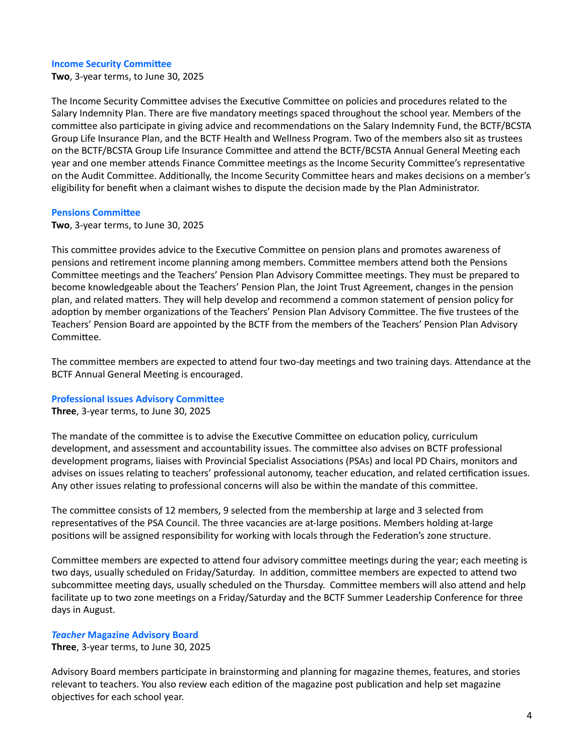### Income Security Committee

**Two**, 3-year terms, to June 30, 2025

The Income Security Committee advises the Executive Committee on policies and procedures related to the Salary Indemnity Plan. There are five mandatory meetings spaced throughout the school year. Members of the committee also participate in giving advice and recommendations on the Salary Indemnity Fund, the BCTF/BCSTA Group Life Insurance Plan, and the BCTF Health and Wellness Program. Two of the members also sit as trustees on the BCTF/BCSTA Group Life Insurance Committee and attend the BCTF/BCSTA Annual General Meeting each year and one member attends Finance Committee meetings as the Income Security Committee's representative on the Audit Committee. Additionally, the Income Security Committee hears and makes decisions on a member's eligibility for benefit when a claimant wishes to dispute the decision made by the Plan Administrator.

### Pensions Committee

**Two**, 3-year terms, to June 30, 2025

This committee provides advice to the Executive Committee on pension plans and promotes awareness of pensions and retirement income planning among members. Committee members attend both the Pensions Committee meetings and the Teachers' Pension Plan Advisory Committee meetings. They must be prepared to become knowledgeable about the Teachers' Pension Plan, the Joint Trust Agreement, changes in the pension plan, and related matters. They will help develop and recommend a common statement of pension policy for adoption by member organizations of the Teachers' Pension Plan Advisory Committee. The five trustees of the Teachers' Pension Board are appointed by the BCTF from the members of the Teachers' Pension Plan Advisory Committee.

The committee members are expected to attend four two-day meetings and two training days. Attendance at the BCTF Annual General Meeting is encouraged.

### Professional Issues Advisory Committee

**Three**, 3-year terms, to June 30, 2025

The mandate of the committee is to advise the Executive Committee on education policy, curriculum development, and assessment and accountability issues. The committee also advises on BCTF professional development programs, liaises with Provincial Specialist Associations (PSAs) and local PD Chairs, monitors and advises on issues relating to teachers' professional autonomy, teacher education, and related certification issues. Any other issues relating to professional concerns will also be within the mandate of this committee.

The committee consists of 12 members, 9 selected from the membership at large and 3 selected from representatives of the PSA Council. The three vacancies are at-large positions. Members holding at-large positions will be assigned responsibility for working with locals through the Federation's zone structure.

Committee members are expected to attend four advisory committee meetings during the year; each meeting is two days, usually scheduled on Friday/Saturday. In addition, committee members are expected to attend two subcommittee meeting days, usually scheduled on the Thursday. Committee members will also attend and help facilitate up to two zone meetings on a Friday/Saturday and the BCTF Summer Leadership Conference for three days in August.

### *Teacher* Magazine Advisory Board

**Three**, 3-year terms, to June 30, 2025

Advisory Board members participate in brainstorming and planning for magazine themes, features, and stories relevant to teachers. You also review each edition of the magazine post publication and help set magazine objectives for each school year.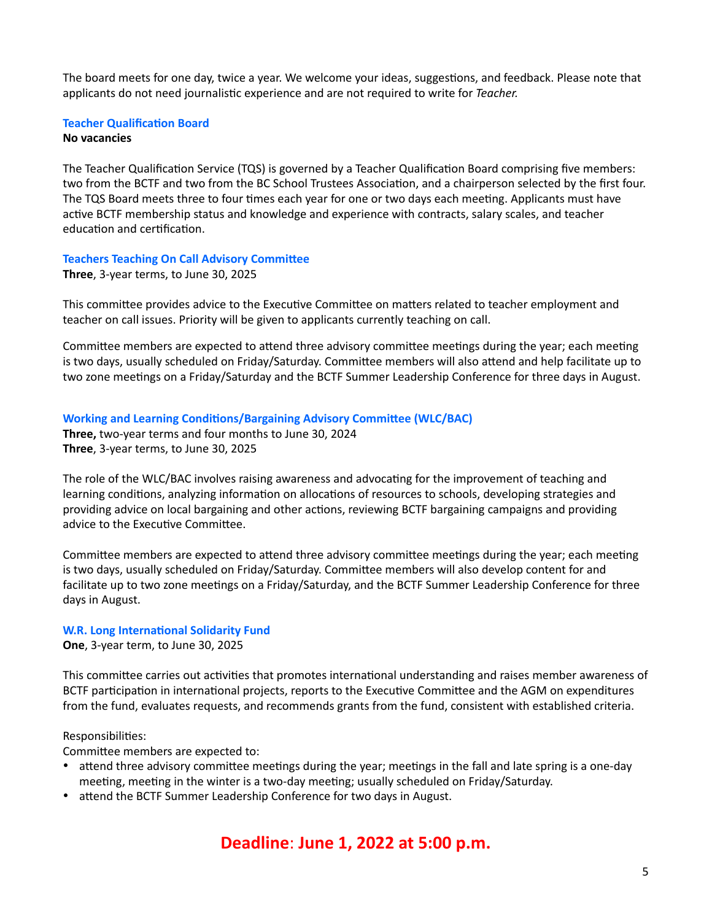The board meets for one day, twice a year. We welcome your ideas, suggestions, and feedback. Please note that applicants do not need journalistic experience and are not required to write for *Teacher.*

### Teacher Qualification Board

**No vacancies**

The Teacher Qualification Service (TQS) is governed by a Teacher Qualification Board comprising five members: two from the BCTF and two from the BC School Trustees Association, and a chairperson selected by the first four. The TQS Board meets three to four times each year for one or two days each meeting. Applicants must have active BCTF membership status and knowledge and experience with contracts, salary scales, and teacher education and certification.

### Teachers Teaching On Call Advisory Committee

**Three**, 3-year terms, to June 30, 2025

This committee provides advice to the Executive Committee on matters related to teacher employment and teacher on call issues. Priority will be given to applicants currently teaching on call.

Committee members are expected to attend three advisory committee meetings during the year; each meeting is two days, usually scheduled on Friday/Saturday. Committee members will also attend and help facilitate up to two zone meetings on a Friday/Saturday and the BCTF Summer Leadership Conference for three days in August.

### Working and Learning Conditions/Bargaining Advisory Committee (WLC/BAC)

**Three,** two-year terms and four months to June 30, 2024
**Three**, 3-year terms, to June 30, 2025

The role of the WLC/BAC involves raising awareness and advocating for the improvement of teaching and learning conditions, analyzing information on allocations of resources to schools, developing strategies and providing advice on local bargaining and other actions, reviewing BCTF bargaining campaigns and providing advice to the Executive Committee.

Committee members are expected to attend three advisory committee meetings during the year; each meeting is two days, usually scheduled on Friday/Saturday. Committee members will also develop content for and facilitate up to two zone meetings on a Friday/Saturday, and the BCTF Summer Leadership Conference for three days in August.

### W.R. Long International Solidarity Fund

**One**, 3-year term, to June 30, 2025

This committee carries out activities that promotes international understanding and raises member awareness of BCTF participation in international projects, reports to the Executive Committee and the AGM on expenditures from the fund, evaluates requests, and recommends grants from the fund, consistent with established criteria.

Responsibilities:
Committee members are expected to:

- attend three advisory committee meetings during the year; meetings in the fall and late spring is a one-day meeting, meeting in the winter is a two-day meeting; usually scheduled on Friday/Saturday.
- attend the BCTF Summer Leadership Conference for two days in August.

**Deadline: June 1, 2022 at 5:00 p.m.**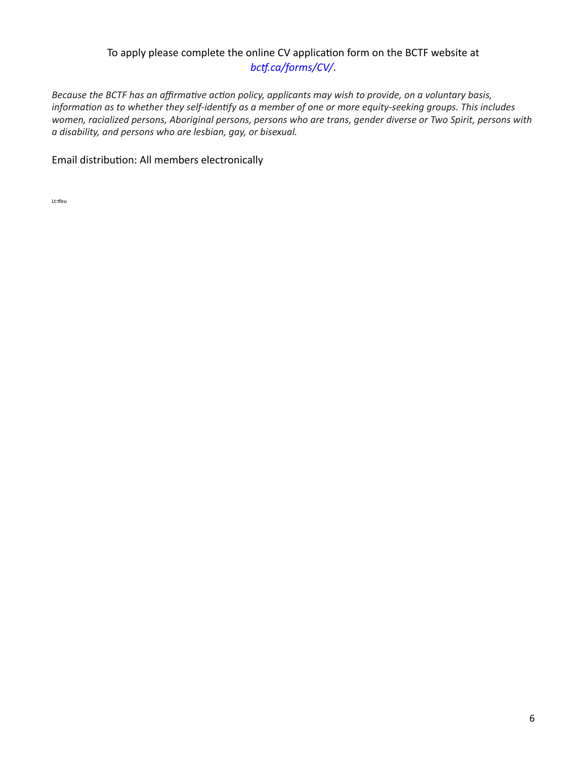To apply please complete the online CV application form on the BCTF website at *bctf.ca/forms/CV/*.

*Because the BCTF has an affirmative action policy, applicants may wish to provide, on a voluntary basis, information as to whether they self-identify as a member of one or more equity-seeking groups. This includes women, racialized persons, Aboriginal persons, persons who are trans, gender diverse or Two Spirit, persons with a disability, and persons who are lesbian, gay, or bisexual.*

Email distribution: All members electronically

Lt:tfeu